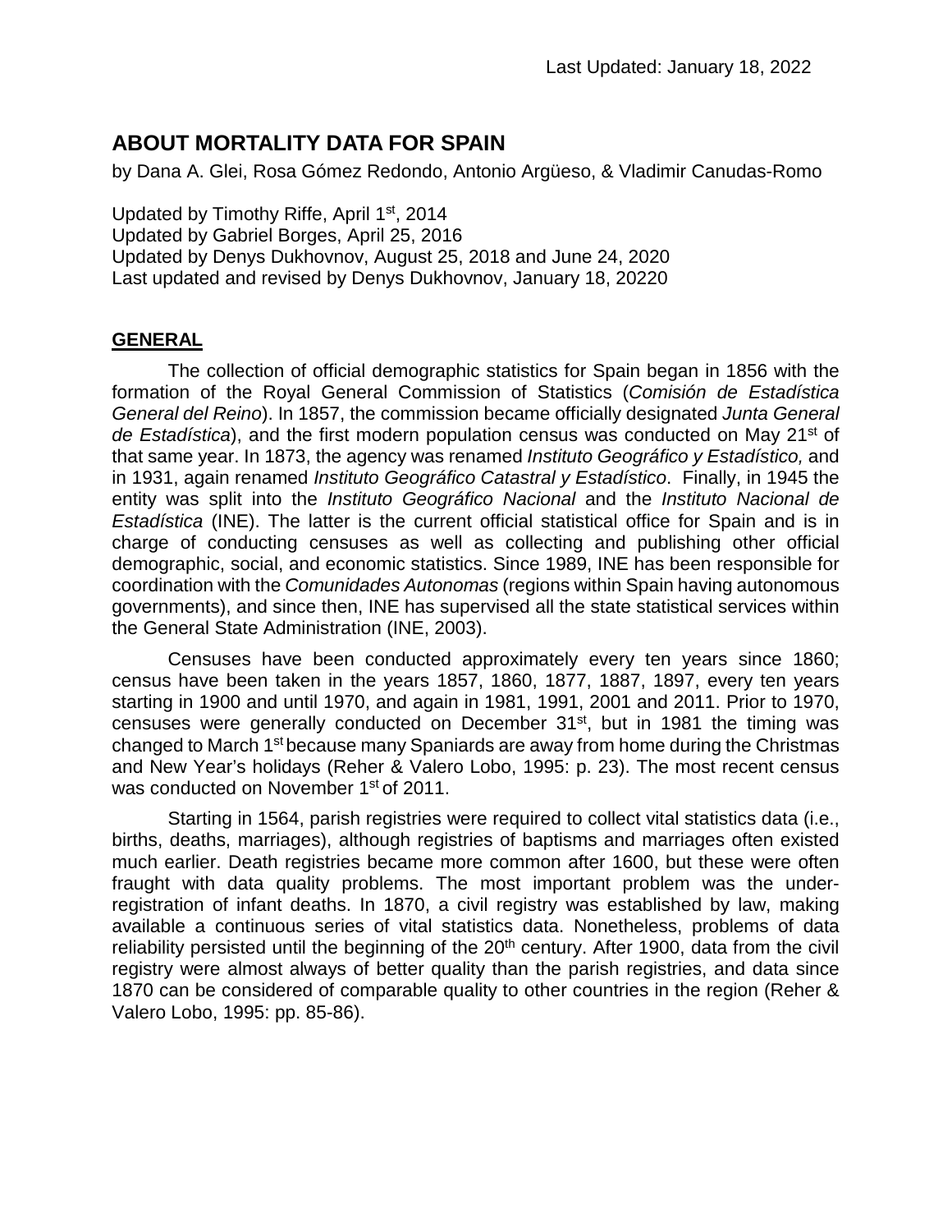Last Updated: January 18, 2022

# ABOUT MORTALITY DATA FOR SPAIN

by Dana A. Glei, Rosa Gómez Redondo, Antonio Argüeso, & Vladimir Canudas-Romo

Updated by Timothy Riffe, April 1st, 2014
Updated by Gabriel Borges, April 25, 2016
Updated by Denys Dukhovnov, August 25, 2018 and June 24, 2020
Last updated and revised by Denys Dukhovnov, January 18, 20220

## GENERAL

The collection of official demographic statistics for Spain began in 1856 with the formation of the Royal General Commission of Statistics (*Comisión de Estadística General del Reino*). In 1857, the commission became officially designated *Junta General de Estadística*), and the first modern population census was conducted on May 21st of that same year. In 1873, the agency was renamed *Instituto Geográfico y Estadístico,* and in 1931, again renamed *Instituto Geográfico Catastral y Estadístico*. Finally, in 1945 the entity was split into the *Instituto Geográfico Nacional* and the *Instituto Nacional de Estadística* (INE). The latter is the current official statistical office for Spain and is in charge of conducting censuses as well as collecting and publishing other official demographic, social, and economic statistics. Since 1989, INE has been responsible for coordination with the *Comunidades Autonomas* (regions within Spain having autonomous governments), and since then, INE has supervised all the state statistical services within the General State Administration (INE, 2003).

Censuses have been conducted approximately every ten years since 1860; census have been taken in the years 1857, 1860, 1877, 1887, 1897, every ten years starting in 1900 and until 1970, and again in 1981, 1991, 2001 and 2011. Prior to 1970, censuses were generally conducted on December 31st, but in 1981 the timing was changed to March 1st because many Spaniards are away from home during the Christmas and New Year's holidays (Reher & Valero Lobo, 1995: p. 23). The most recent census was conducted on November 1st of 2011.

Starting in 1564, parish registries were required to collect vital statistics data (i.e., births, deaths, marriages), although registries of baptisms and marriages often existed much earlier. Death registries became more common after 1600, but these were often fraught with data quality problems. The most important problem was the under-registration of infant deaths. In 1870, a civil registry was established by law, making available a continuous series of vital statistics data. Nonetheless, problems of data reliability persisted until the beginning of the 20th century. After 1900, data from the civil registry were almost always of better quality than the parish registries, and data since 1870 can be considered of comparable quality to other countries in the region (Reher & Valero Lobo, 1995: pp. 85-86).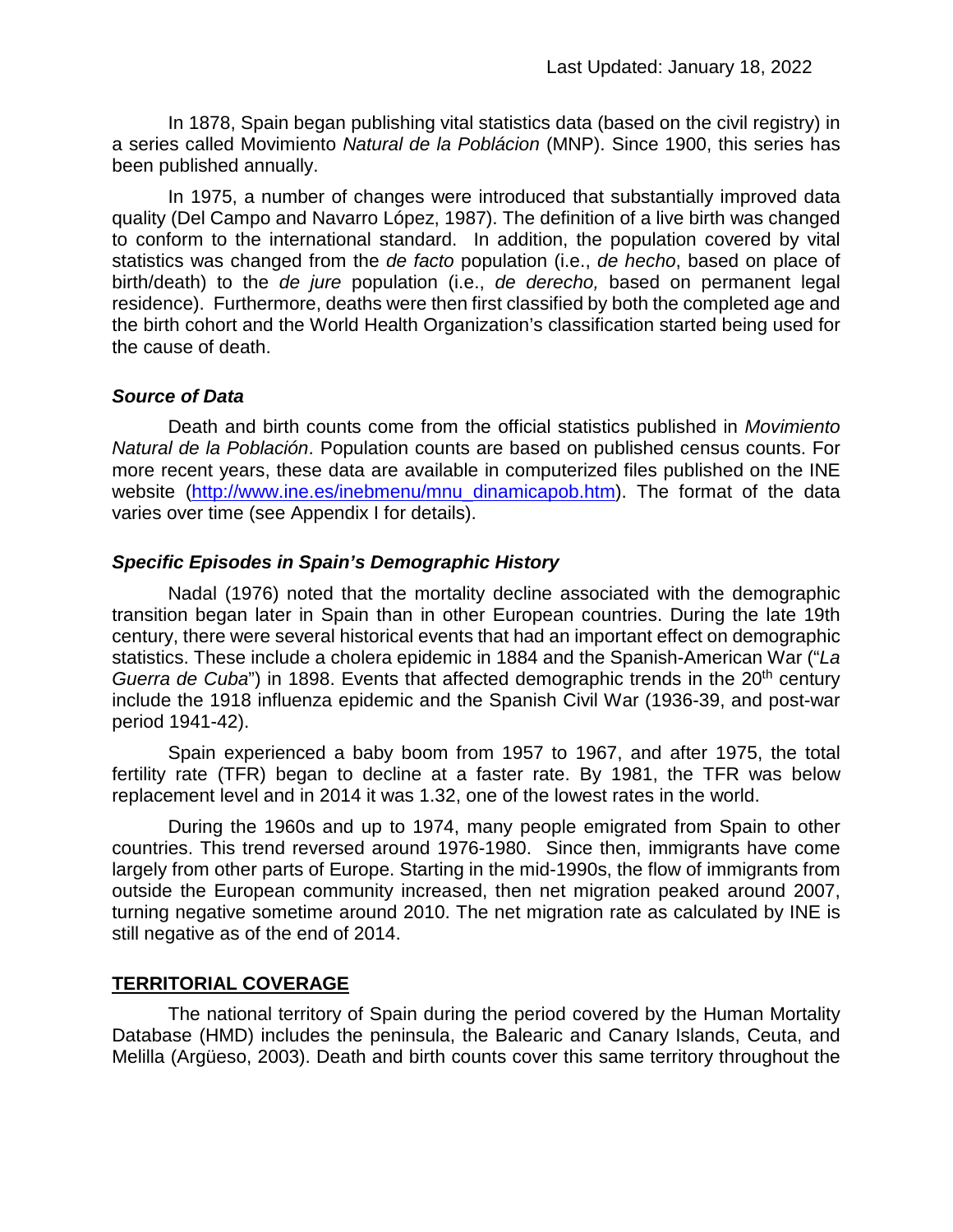In 1878, Spain began publishing vital statistics data (based on the civil registry) in a series called Movimiento *Natural de la Poblácion* (MNP). Since 1900, this series has been published annually.

In 1975, a number of changes were introduced that substantially improved data quality (Del Campo and Navarro López, 1987). The definition of a live birth was changed to conform to the international standard. In addition, the population covered by vital statistics was changed from the *de facto* population (i.e., *de hecho*, based on place of birth/death) to the *de jure* population (i.e., *de derecho,* based on permanent legal residence). Furthermore, deaths were then first classified by both the completed age and the birth cohort and the World Health Organization's classification started being used for the cause of death.

### *Source of Data*

Death and birth counts come from the official statistics published in *Movimiento Natural de la Población*. Population counts are based on published census counts. For more recent years, these data are available in computerized files published on the INE website (http://www.ine.es/inebmenu/mnu_dinamicapob.htm). The format of the data varies over time (see Appendix I for details).

### *Specific Episodes in Spain's Demographic History*

Nadal (1976) noted that the mortality decline associated with the demographic transition began later in Spain than in other European countries. During the late 19th century, there were several historical events that had an important effect on demographic statistics. These include a cholera epidemic in 1884 and the Spanish-American War ("*La Guerra de Cuba*") in 1898. Events that affected demographic trends in the 20th century include the 1918 influenza epidemic and the Spanish Civil War (1936-39, and post-war period 1941-42).

Spain experienced a baby boom from 1957 to 1967, and after 1975, the total fertility rate (TFR) began to decline at a faster rate. By 1981, the TFR was below replacement level and in 2014 it was 1.32, one of the lowest rates in the world.

During the 1960s and up to 1974, many people emigrated from Spain to other countries. This trend reversed around 1976-1980. Since then, immigrants have come largely from other parts of Europe. Starting in the mid-1990s, the flow of immigrants from outside the European community increased, then net migration peaked around 2007, turning negative sometime around 2010. The net migration rate as calculated by INE is still negative as of the end of 2014.

## **TERRITORIAL COVERAGE**

The national territory of Spain during the period covered by the Human Mortality Database (HMD) includes the peninsula, the Balearic and Canary Islands, Ceuta, and Melilla (Argüeso, 2003). Death and birth counts cover this same territory throughout the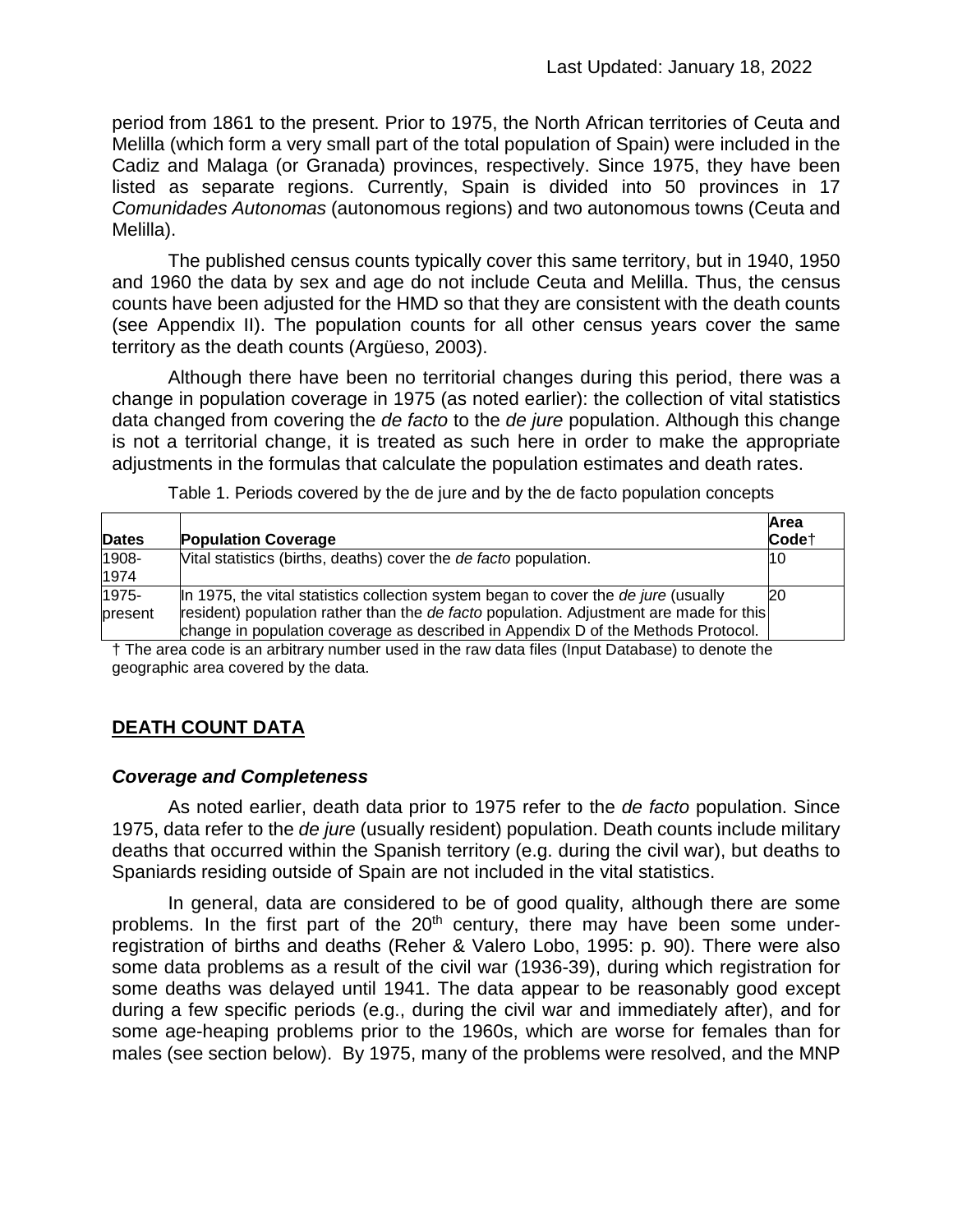period from 1861 to the present. Prior to 1975, the North African territories of Ceuta and Melilla (which form a very small part of the total population of Spain) were included in the Cadiz and Malaga (or Granada) provinces, respectively. Since 1975, they have been listed as separate regions. Currently, Spain is divided into 50 provinces in 17 *Comunidades Autonomas* (autonomous regions) and two autonomous towns (Ceuta and Melilla).

The published census counts typically cover this same territory, but in 1940, 1950 and 1960 the data by sex and age do not include Ceuta and Melilla. Thus, the census counts have been adjusted for the HMD so that they are consistent with the death counts (see Appendix II). The population counts for all other census years cover the same territory as the death counts (Argüeso, 2003).

Although there have been no territorial changes during this period, there was a change in population coverage in 1975 (as noted earlier): the collection of vital statistics data changed from covering the *de facto* to the *de jure* population. Although this change is not a territorial change, it is treated as such here in order to make the appropriate adjustments in the formulas that calculate the population estimates and death rates.

Table 1. Periods covered by the de jure and by the de facto population concepts

| Dates | Population Coverage | Area Code† |
|---|---|---|
| 1908-1974 | Vital statistics (births, deaths) cover the *de facto* population. | 10 |
| 1975-present | In 1975, the vital statistics collection system began to cover the *de jure* (usually resident) population rather than the *de facto* population. Adjustment are made for this change in population coverage as described in Appendix D of the Methods Protocol. | 20 |

† The area code is an arbitrary number used in the raw data files (Input Database) to denote the geographic area covered by the data.

## DEATH COUNT DATA

### *Coverage and Completeness*

As noted earlier, death data prior to 1975 refer to the *de facto* population. Since 1975, data refer to the *de jure* (usually resident) population. Death counts include military deaths that occurred within the Spanish territory (e.g. during the civil war), but deaths to Spaniards residing outside of Spain are not included in the vital statistics.

In general, data are considered to be of good quality, although there are some problems. In the first part of the 20th century, there may have been some under-registration of births and deaths (Reher & Valero Lobo, 1995: p. 90). There were also some data problems as a result of the civil war (1936-39), during which registration for some deaths was delayed until 1941. The data appear to be reasonably good except during a few specific periods (e.g., during the civil war and immediately after), and for some age-heaping problems prior to the 1960s, which are worse for females than for males (see section below). By 1975, many of the problems were resolved, and the MNP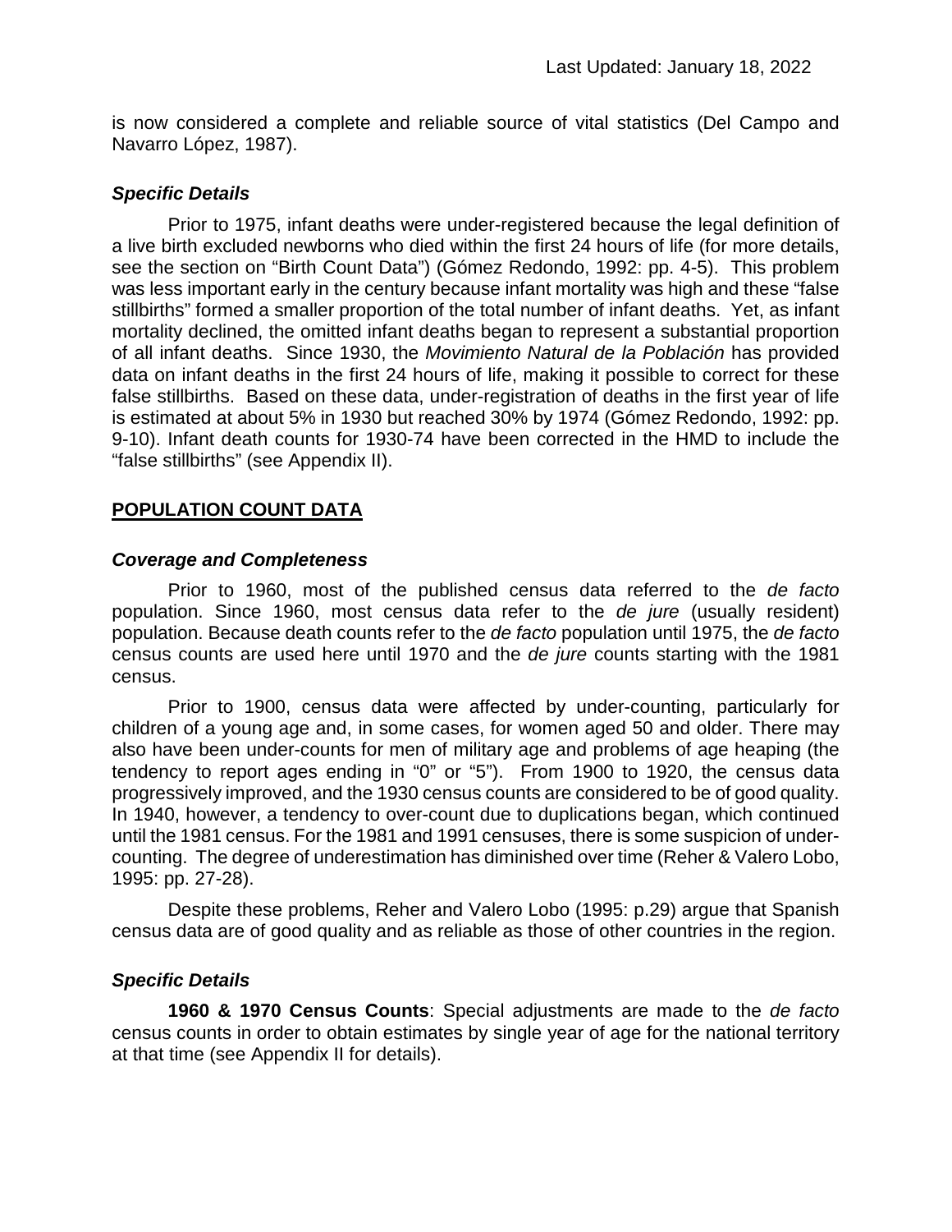is now considered a complete and reliable source of vital statistics (Del Campo and Navarro López, 1987).

### *Specific Details*

Prior to 1975, infant deaths were under-registered because the legal definition of a live birth excluded newborns who died within the first 24 hours of life (for more details, see the section on "Birth Count Data") (Gómez Redondo, 1992: pp. 4-5). This problem was less important early in the century because infant mortality was high and these "false stillbirths" formed a smaller proportion of the total number of infant deaths. Yet, as infant mortality declined, the omitted infant deaths began to represent a substantial proportion of all infant deaths. Since 1930, the *Movimiento Natural de la Población* has provided data on infant deaths in the first 24 hours of life, making it possible to correct for these false stillbirths. Based on these data, under-registration of deaths in the first year of life is estimated at about 5% in 1930 but reached 30% by 1974 (Gómez Redondo, 1992: pp. 9-10). Infant death counts for 1930-74 have been corrected in the HMD to include the "false stillbirths" (see Appendix II).

## POPULATION COUNT DATA

### *Coverage and Completeness*

Prior to 1960, most of the published census data referred to the *de facto* population. Since 1960, most census data refer to the *de jure* (usually resident) population. Because death counts refer to the *de facto* population until 1975, the *de facto* census counts are used here until 1970 and the *de jure* counts starting with the 1981 census.

Prior to 1900, census data were affected by under-counting, particularly for children of a young age and, in some cases, for women aged 50 and older. There may also have been under-counts for men of military age and problems of age heaping (the tendency to report ages ending in "0" or "5"). From 1900 to 1920, the census data progressively improved, and the 1930 census counts are considered to be of good quality. In 1940, however, a tendency to over-count due to duplications began, which continued until the 1981 census. For the 1981 and 1991 censuses, there is some suspicion of under-counting. The degree of underestimation has diminished over time (Reher & Valero Lobo, 1995: pp. 27-28).

Despite these problems, Reher and Valero Lobo (1995: p.29) argue that Spanish census data are of good quality and as reliable as those of other countries in the region.

### *Specific Details*

**1960 & 1970 Census Counts**: Special adjustments are made to the *de facto* census counts in order to obtain estimates by single year of age for the national territory at that time (see Appendix II for details).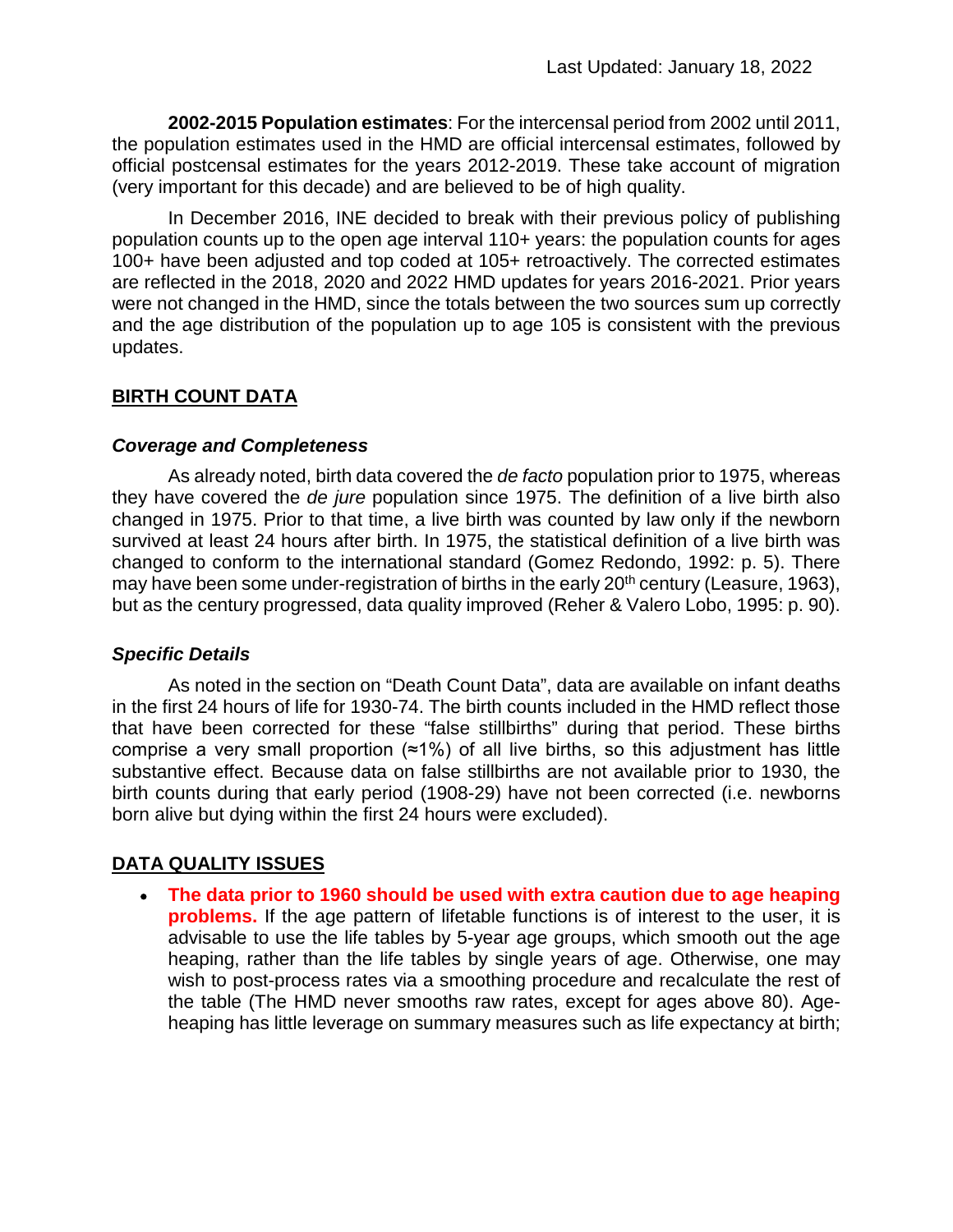**2002-2015 Population estimates**: For the intercensal period from 2002 until 2011, the population estimates used in the HMD are official intercensal estimates, followed by official postcensal estimates for the years 2012-2019. These take account of migration (very important for this decade) and are believed to be of high quality.

In December 2016, INE decided to break with their previous policy of publishing population counts up to the open age interval 110+ years: the population counts for ages 100+ have been adjusted and top coded at 105+ retroactively. The corrected estimates are reflected in the 2018, 2020 and 2022 HMD updates for years 2016-2021. Prior years were not changed in the HMD, since the totals between the two sources sum up correctly and the age distribution of the population up to age 105 is consistent with the previous updates.

## BIRTH COUNT DATA

### *Coverage and Completeness*

As already noted, birth data covered the *de facto* population prior to 1975, whereas they have covered the *de jure* population since 1975. The definition of a live birth also changed in 1975. Prior to that time, a live birth was counted by law only if the newborn survived at least 24 hours after birth. In 1975, the statistical definition of a live birth was changed to conform to the international standard (Gomez Redondo, 1992: p. 5). There may have been some under-registration of births in the early 20th century (Leasure, 1963), but as the century progressed, data quality improved (Reher & Valero Lobo, 1995: p. 90).

### *Specific Details*

As noted in the section on "Death Count Data", data are available on infant deaths in the first 24 hours of life for 1930-74. The birth counts included in the HMD reflect those that have been corrected for these "false stillbirths" during that period. These births comprise a very small proportion (≈1%) of all live births, so this adjustment has little substantive effect. Because data on false stillbirths are not available prior to 1930, the birth counts during that early period (1908-29) have not been corrected (i.e. newborns born alive but dying within the first 24 hours were excluded).

## DATA QUALITY ISSUES

- **The data prior to 1960 should be used with extra caution due to age heaping problems.** If the age pattern of lifetable functions is of interest to the user, it is advisable to use the life tables by 5-year age groups, which smooth out the age heaping, rather than the life tables by single years of age. Otherwise, one may wish to post-process rates via a smoothing procedure and recalculate the rest of the table (The HMD never smooths raw rates, except for ages above 80). Age-heaping has little leverage on summary measures such as life expectancy at birth;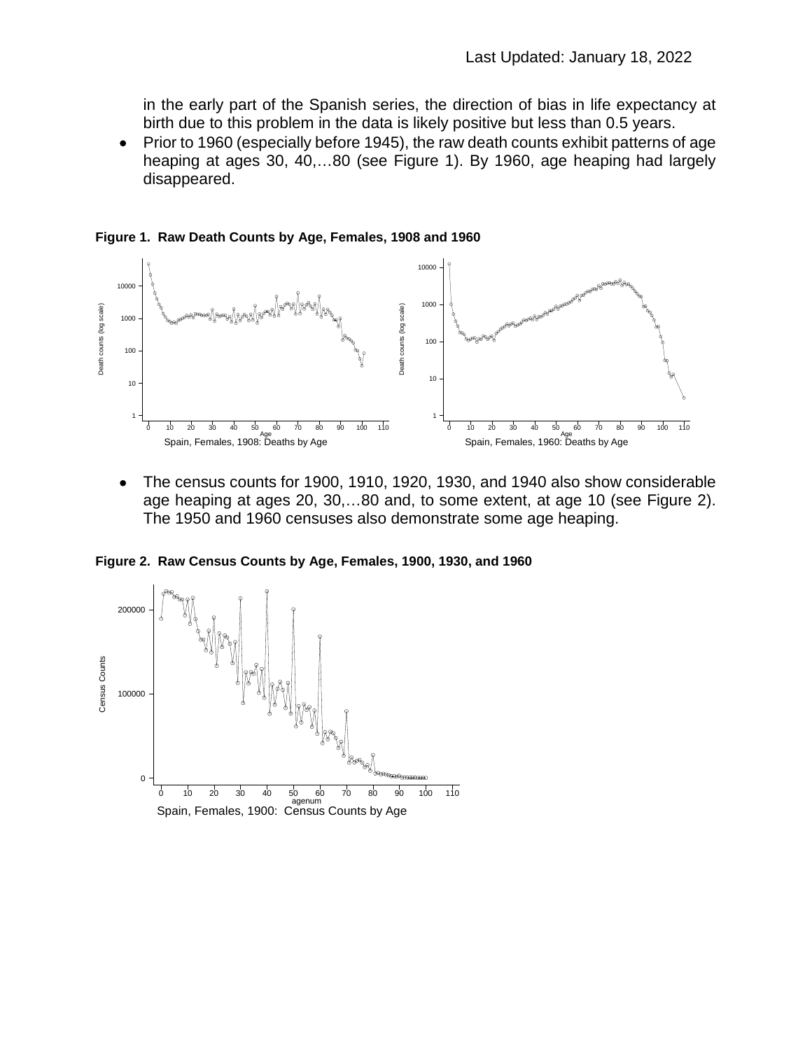in the early part of the Spanish series, the direction of bias in life expectancy at birth due to this problem in the data is likely positive but less than 0.5 years.

- Prior to 1960 (especially before 1945), the raw death counts exhibit patterns of age heaping at ages 30, 40,…80 (see Figure 1). By 1960, age heaping had largely disappeared.

**Figure 1. Raw Death Counts by Age, Females, 1908 and 1960**

Spain, Females, 1908: Deaths by Age

Spain, Females, 1960: Deaths by Age

- The census counts for 1900, 1910, 1920, 1930, and 1940 also show considerable age heaping at ages 20, 30,…80 and, to some extent, at age 10 (see Figure 2). The 1950 and 1960 censuses also demonstrate some age heaping.

**Figure 2. Raw Census Counts by Age, Females, 1900, 1930, and 1960**

Spain, Females, 1900: Census Counts by Age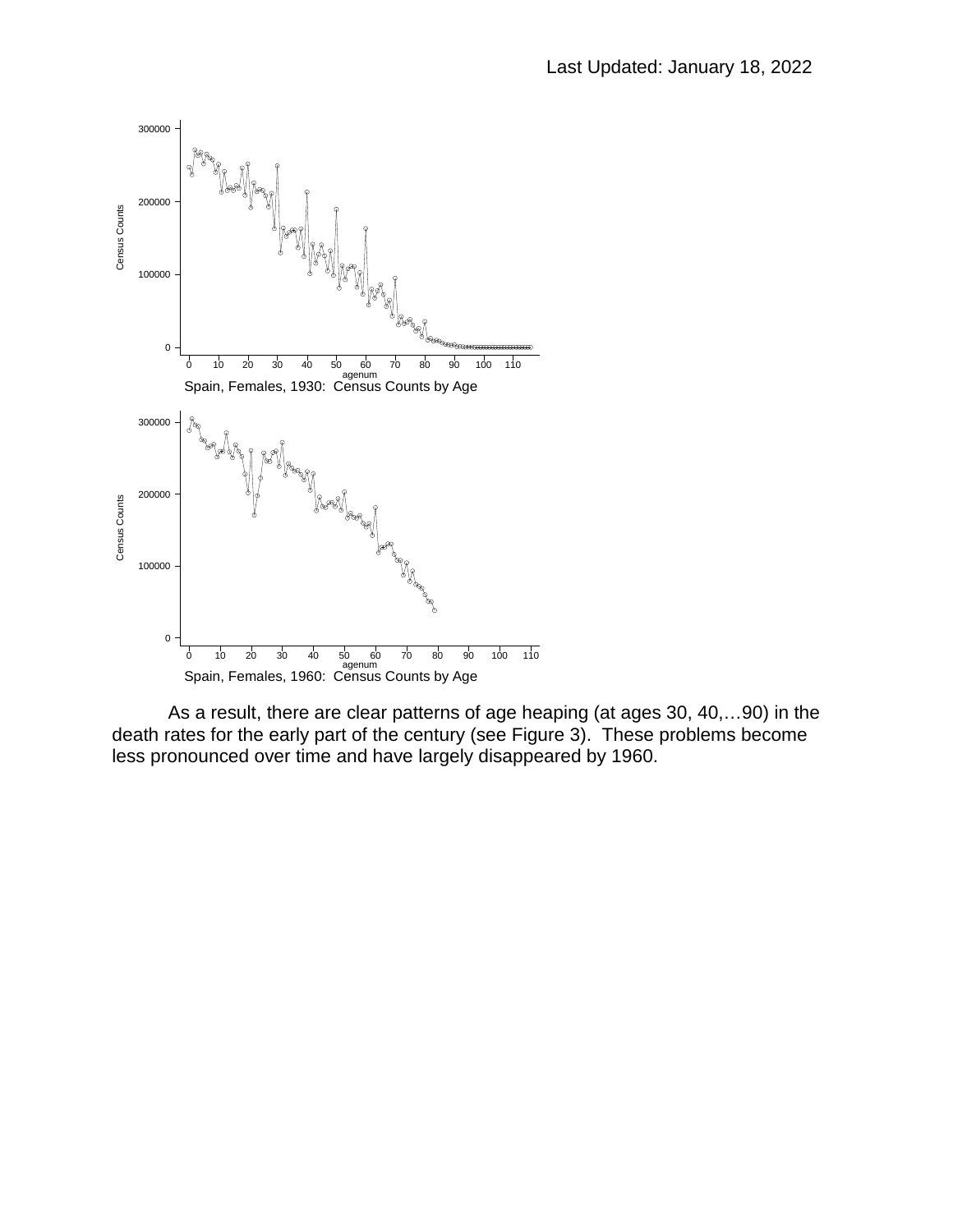Spain, Females, 1930: Census Counts by Age

Spain, Females, 1960: Census Counts by Age

As a result, there are clear patterns of age heaping (at ages 30, 40,…90) in the death rates for the early part of the century (see Figure 3). These problems become less pronounced over time and have largely disappeared by 1960.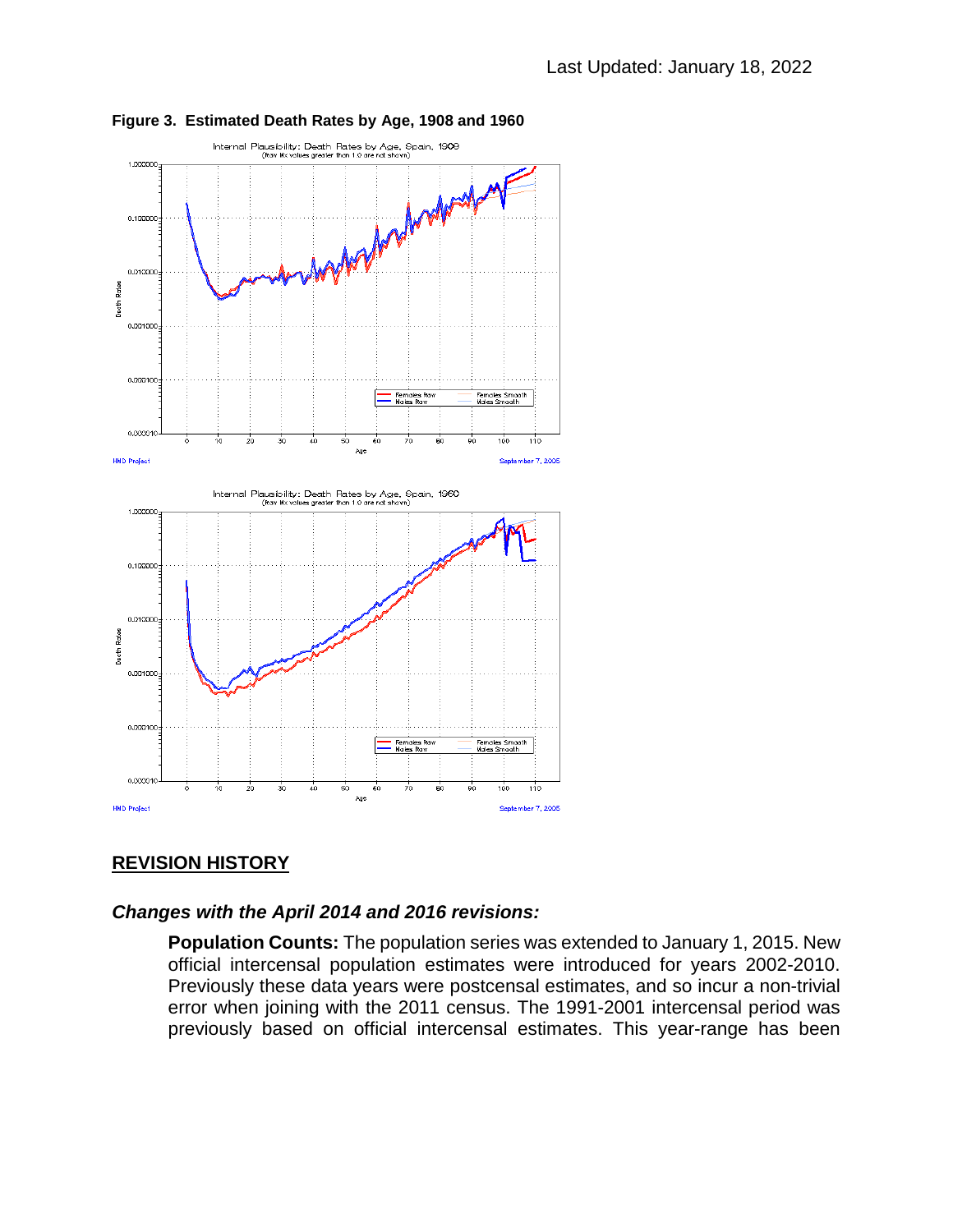Last Updated: January 18, 2022

**Figure 3. Estimated Death Rates by Age, 1908 and 1960**

## REVISION HISTORY

### *Changes with the April 2014 and 2016 revisions:*

**Population Counts:** The population series was extended to January 1, 2015. New official intercensal population estimates were introduced for years 2002-2010. Previously these data years were postcensal estimates, and so incur a non-trivial error when joining with the 2011 census. The 1991-2001 intercensal period was previously based on official intercensal estimates. This year-range has been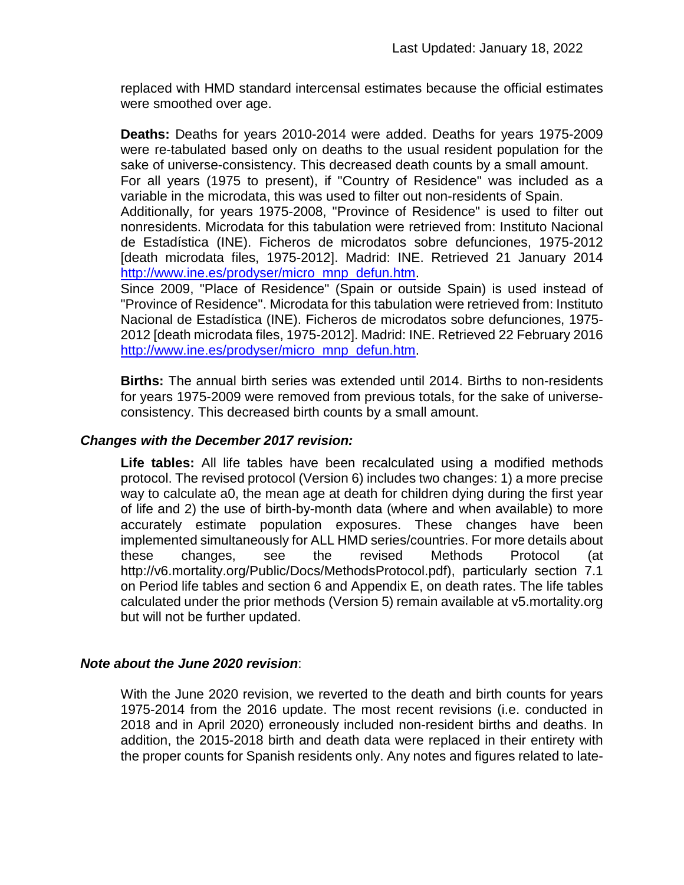replaced with HMD standard intercensal estimates because the official estimates were smoothed over age.

**Deaths:** Deaths for years 2010-2014 were added. Deaths for years 1975-2009 were re-tabulated based only on deaths to the usual resident population for the sake of universe-consistency. This decreased death counts by a small amount.
For all years (1975 to present), if "Country of Residence" was included as a variable in the microdata, this was used to filter out non-residents of Spain.
Additionally, for years 1975-2008, "Province of Residence" is used to filter out nonresidents. Microdata for this tabulation were retrieved from: Instituto Nacional de Estadística (INE). Ficheros de microdatos sobre defunciones, 1975-2012 [death microdata files, 1975-2012]. Madrid: INE. Retrieved 21 January 2014 [http://www.ine.es/prodyser/micro_mnp_defun.htm](http://www.ine.es/prodyser/micro_mnp_defun.htm).
Since 2009, "Place of Residence" (Spain or outside Spain) is used instead of "Province of Residence". Microdata for this tabulation were retrieved from: Instituto Nacional de Estadística (INE). Ficheros de microdatos sobre defunciones, 1975-2012 [death microdata files, 1975-2012]. Madrid: INE. Retrieved 22 February 2016 [http://www.ine.es/prodyser/micro_mnp_defun.htm](http://www.ine.es/prodyser/micro_mnp_defun.htm).

**Births:** The annual birth series was extended until 2014. Births to non-residents for years 1975-2009 were removed from previous totals, for the sake of universe-consistency. This decreased birth counts by a small amount.

### *Changes with the December 2017 revision:*

**Life tables:** All life tables have been recalculated using a modified methods protocol. The revised protocol (Version 6) includes two changes: 1) a more precise way to calculate a0, the mean age at death for children dying during the first year of life and 2) the use of birth-by-month data (where and when available) to more accurately estimate population exposures. These changes have been implemented simultaneously for ALL HMD series/countries. For more details about these changes, see the revised Methods Protocol (at http://v6.mortality.org/Public/Docs/MethodsProtocol.pdf), particularly section 7.1 on Period life tables and section 6 and Appendix E, on death rates. The life tables calculated under the prior methods (Version 5) remain available at v5.mortality.org but will not be further updated.

### *Note about the June 2020 revision*:

With the June 2020 revision, we reverted to the death and birth counts for years 1975-2014 from the 2016 update. The most recent revisions (i.e. conducted in 2018 and in April 2020) erroneously included non-resident births and deaths. In addition, the 2015-2018 birth and death data were replaced in their entirety with the proper counts for Spanish residents only. Any notes and figures related to late-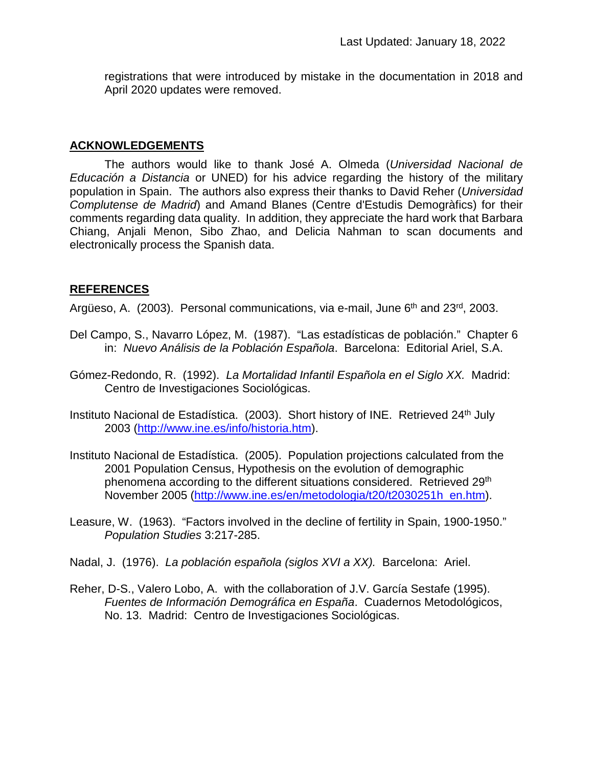registrations that were introduced by mistake in the documentation in 2018 and April 2020 updates were removed.

## ACKNOWLEDGEMENTS

The authors would like to thank José A. Olmeda (*Universidad Nacional de Educación a Distancia* or UNED) for his advice regarding the history of the military population in Spain. The authors also express their thanks to David Reher (*Universidad Complutense de Madrid*) and Amand Blanes (Centre d'Estudis Demogràfics) for their comments regarding data quality. In addition, they appreciate the hard work that Barbara Chiang, Anjali Menon, Sibo Zhao, and Delicia Nahman to scan documents and electronically process the Spanish data.

## REFERENCES

Argüeso, A. (2003). Personal communications, via e-mail, June 6th and 23rd, 2003.

Del Campo, S., Navarro López, M. (1987). "Las estadísticas de población." Chapter 6 in: *Nuevo Análisis de la Población Española*. Barcelona: Editorial Ariel, S.A.

Gómez-Redondo, R. (1992). *La Mortalidad Infantil Española en el Siglo XX.* Madrid: Centro de Investigaciones Sociológicas.

Instituto Nacional de Estadística. (2003). Short history of INE. Retrieved 24th July 2003 (http://www.ine.es/info/historia.htm).

Instituto Nacional de Estadística. (2005). Population projections calculated from the 2001 Population Census, Hypothesis on the evolution of demographic phenomena according to the different situations considered. Retrieved 29th November 2005 (http://www.ine.es/en/metodologia/t20/t2030251h_en.htm).

Leasure, W. (1963). "Factors involved in the decline of fertility in Spain, 1900-1950." *Population Studies* 3:217-285.

Nadal, J. (1976). *La población española (siglos XVI a XX).* Barcelona: Ariel.

Reher, D-S., Valero Lobo, A. with the collaboration of J.V. García Sestafe (1995). *Fuentes de Información Demográfica en España*. Cuadernos Metodológicos, No. 13. Madrid: Centro de Investigaciones Sociológicas.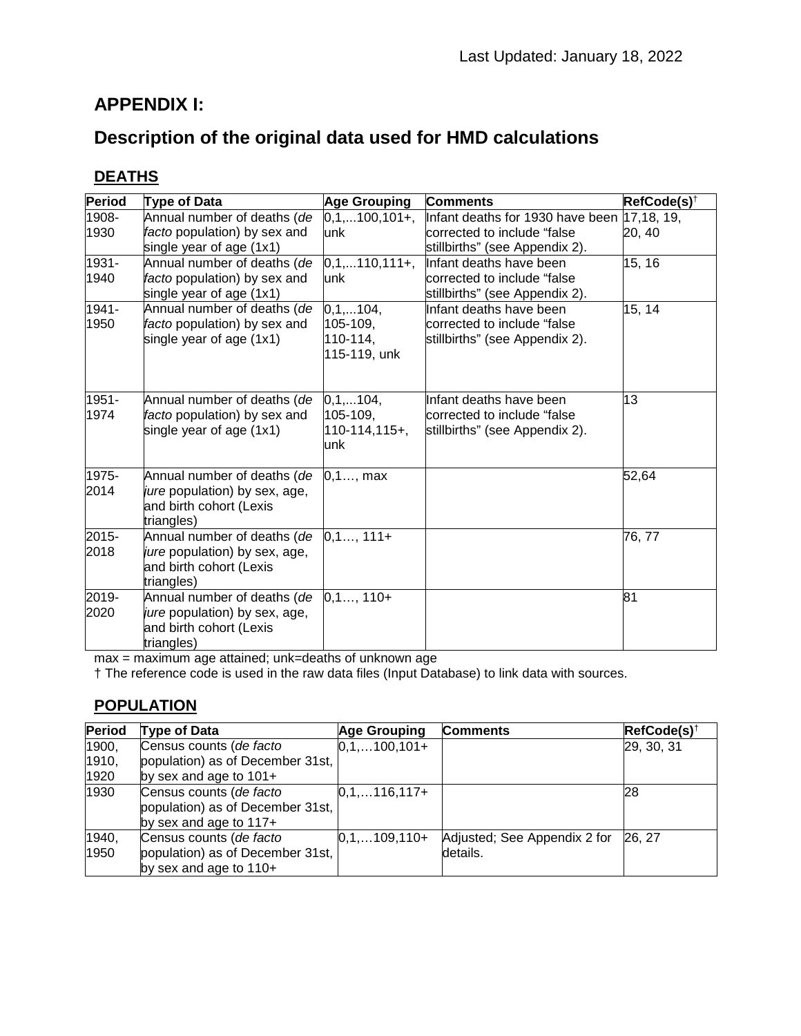Last Updated: January 18, 2022

# APPENDIX I:

# Description of the original data used for HMD calculations

## DEATHS

| Period | Type of Data | Age Grouping | Comments | RefCode(s)† |
|---|---|---|---|---|
| 1908-1930 | Annual number of deaths (*de facto* population) by sex and single year of age (1x1) | 0,1,...100,101+, unk | Infant deaths for 1930 have been corrected to include "false stillbirths" (see Appendix 2). | 17,18, 19, 20, 40 |
| 1931-1940 | Annual number of deaths (*de facto* population) by sex and single year of age (1x1) | 0,1,...110,111+, unk | Infant deaths have been corrected to include "false stillbirths" (see Appendix 2). | 15, 16 |
| 1941-1950 | Annual number of deaths (*de facto* population) by sex and single year of age (1x1) | 0,1,...104, 105-109, 110-114, 115-119, unk | Infant deaths have been corrected to include "false stillbirths" (see Appendix 2). | 15, 14 |
| 1951-1974 | Annual number of deaths (*de facto* population) by sex and single year of age (1x1) | 0,1,...104, 105-109, 110-114,115+, unk | Infant deaths have been corrected to include "false stillbirths" (see Appendix 2). | 13 |
| 1975-2014 | Annual number of deaths (*de jure* population) by sex, age, and birth cohort (Lexis triangles) | 0,1…, max | | 52,64 |
| 2015-2018 | Annual number of deaths (*de jure* population) by sex, age, and birth cohort (Lexis triangles) | 0,1…, 111+ | | 76, 77 |
| 2019-2020 | Annual number of deaths (*de jure* population) by sex, age, and birth cohort (Lexis triangles) | 0,1…, 110+ | | 81 |

max = maximum age attained; unk=deaths of unknown age

† The reference code is used in the raw data files (Input Database) to link data with sources.

## POPULATION

| Period | Type of Data | Age Grouping | Comments | RefCode(s)† |
|---|---|---|---|---|
| 1900, 1910, 1920 | Census counts (*de facto* population) as of December 31st, by sex and age to 101+ | 0,1,…100,101+ | | 29, 30, 31 |
| 1930 | Census counts (*de facto* population) as of December 31st, by sex and age to 117+ | 0,1,…116,117+ | | 28 |
| 1940, 1950 | Census counts (*de facto* population) as of December 31st, by sex and age to 110+ | 0,1,…109,110+ | Adjusted; See Appendix 2 for details. | 26, 27 |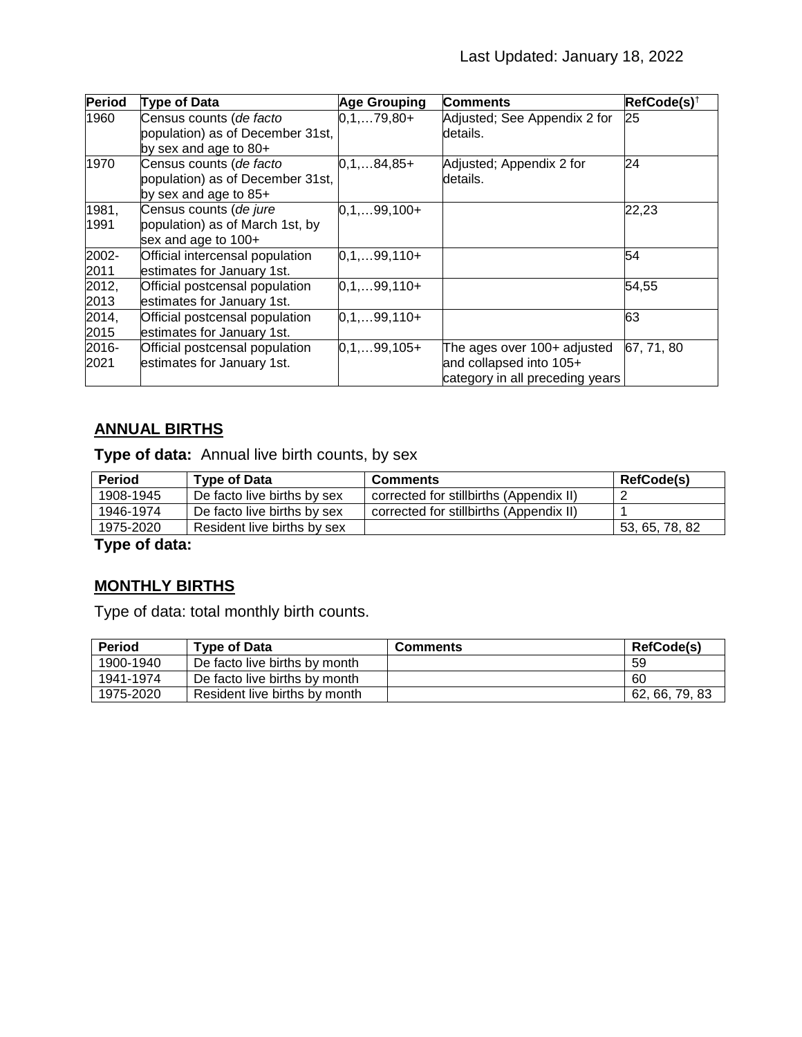Last Updated: January 18, 2022

| Period | Type of Data | Age Grouping | Comments | RefCode(s)[†] |
|---|---|---|---|---|
| 1960 | Census counts (*de facto* population) as of December 31st, by sex and age to 80+ | 0,1,…79,80+ | Adjusted; See Appendix 2 for details. | 25 |
| 1970 | Census counts (*de facto* population) as of December 31st, by sex and age to 85+ | 0,1,…84,85+ | Adjusted; Appendix 2 for details. | 24 |
| 1981, 1991 | Census counts (*de jure* population) as of March 1st, by sex and age to 100+ | 0,1,…99,100+ | | 22,23 |
| 2002-2011 | Official intercensal population estimates for January 1st. | 0,1,…99,110+ | | 54 |
| 2012, 2013 | Official postcensal population estimates for January 1st. | 0,1,…99,110+ | | 54,55 |
| 2014, 2015 | Official postcensal population estimates for January 1st. | 0,1,…99,110+ | | 63 |
| 2016-2021 | Official postcensal population estimates for January 1st. | 0,1,…99,105+ | The ages over 100+ adjusted and collapsed into 105+ category in all preceding years | 67, 71, 80 |

## ANNUAL BIRTHS

**Type of data:** Annual live birth counts, by sex

| Period | Type of Data | Comments | RefCode(s) |
|---|---|---|---|
| 1908-1945 | De facto live births by sex | corrected for stillbirths (Appendix II) | 2 |
| 1946-1974 | De facto live births by sex | corrected for stillbirths (Appendix II) | 1 |
| 1975-2020 | Resident live births by sex | | 53, 65, 78, 82 |

**Type of data:**

## MONTHLY BIRTHS

Type of data: total monthly birth counts.

| Period | Type of Data | Comments | RefCode(s) |
|---|---|---|---|
| 1900-1940 | De facto live births by month | | 59 |
| 1941-1974 | De facto live births by month | | 60 |
| 1975-2020 | Resident live births by month | | 62, 66, 79, 83 |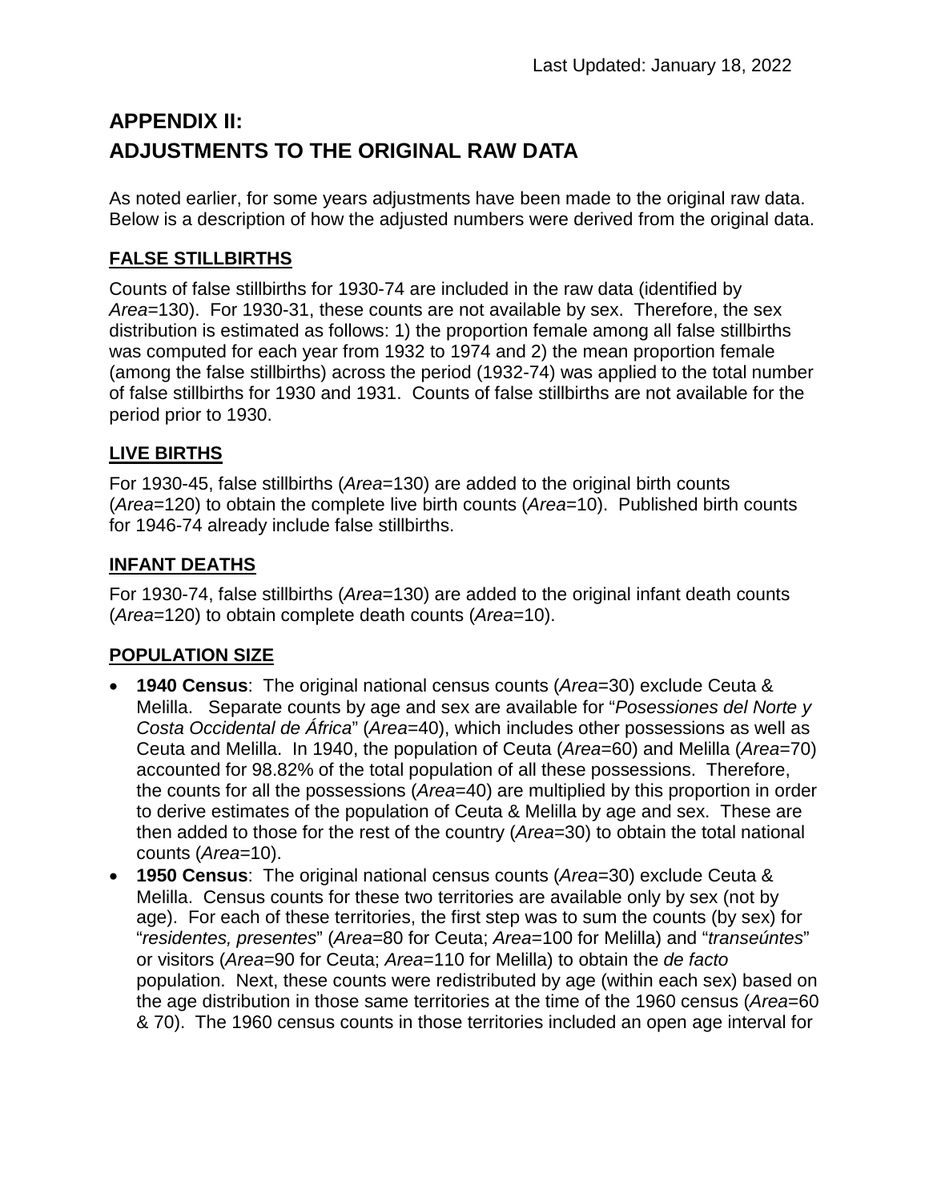Last Updated: January 18, 2022

# APPENDIX II:
# ADJUSTMENTS TO THE ORIGINAL RAW DATA

As noted earlier, for some years adjustments have been made to the original raw data. Below is a description of how the adjusted numbers were derived from the original data.

## FALSE STILLBIRTHS

Counts of false stillbirths for 1930-74 are included in the raw data (identified by *Area*=130). For 1930-31, these counts are not available by sex. Therefore, the sex distribution is estimated as follows: 1) the proportion female among all false stillbirths was computed for each year from 1932 to 1974 and 2) the mean proportion female (among the false stillbirths) across the period (1932-74) was applied to the total number of false stillbirths for 1930 and 1931. Counts of false stillbirths are not available for the period prior to 1930.

## LIVE BIRTHS

For 1930-45, false stillbirths (*Area*=130) are added to the original birth counts (*Area*=120) to obtain the complete live birth counts (*Area*=10). Published birth counts for 1946-74 already include false stillbirths.

## INFANT DEATHS

For 1930-74, false stillbirths (*Area*=130) are added to the original infant death counts (*Area*=120) to obtain complete death counts (*Area*=10).

## POPULATION SIZE

- **1940 Census**: The original national census counts (*Area*=30) exclude Ceuta & Melilla. Separate counts by age and sex are available for "*Posessiones del Norte y Costa Occidental de África*" (*Area*=40), which includes other possessions as well as Ceuta and Melilla. In 1940, the population of Ceuta (*Area*=60) and Melilla (*Area*=70) accounted for 98.82% of the total population of all these possessions. Therefore, the counts for all the possessions (*Area*=40) are multiplied by this proportion in order to derive estimates of the population of Ceuta & Melilla by age and sex. These are then added to those for the rest of the country (*Area*=30) to obtain the total national counts (*Area*=10).
- **1950 Census**: The original national census counts (*Area*=30) exclude Ceuta & Melilla. Census counts for these two territories are available only by sex (not by age). For each of these territories, the first step was to sum the counts (by sex) for "*residentes, presentes*" (*Area*=80 for Ceuta; *Area*=100 for Melilla) and "*transeúntes*" or visitors (*Area*=90 for Ceuta; *Area*=110 for Melilla) to obtain the *de facto* population. Next, these counts were redistributed by age (within each sex) based on the age distribution in those same territories at the time of the 1960 census (*Area*=60 & 70). The 1960 census counts in those territories included an open age interval for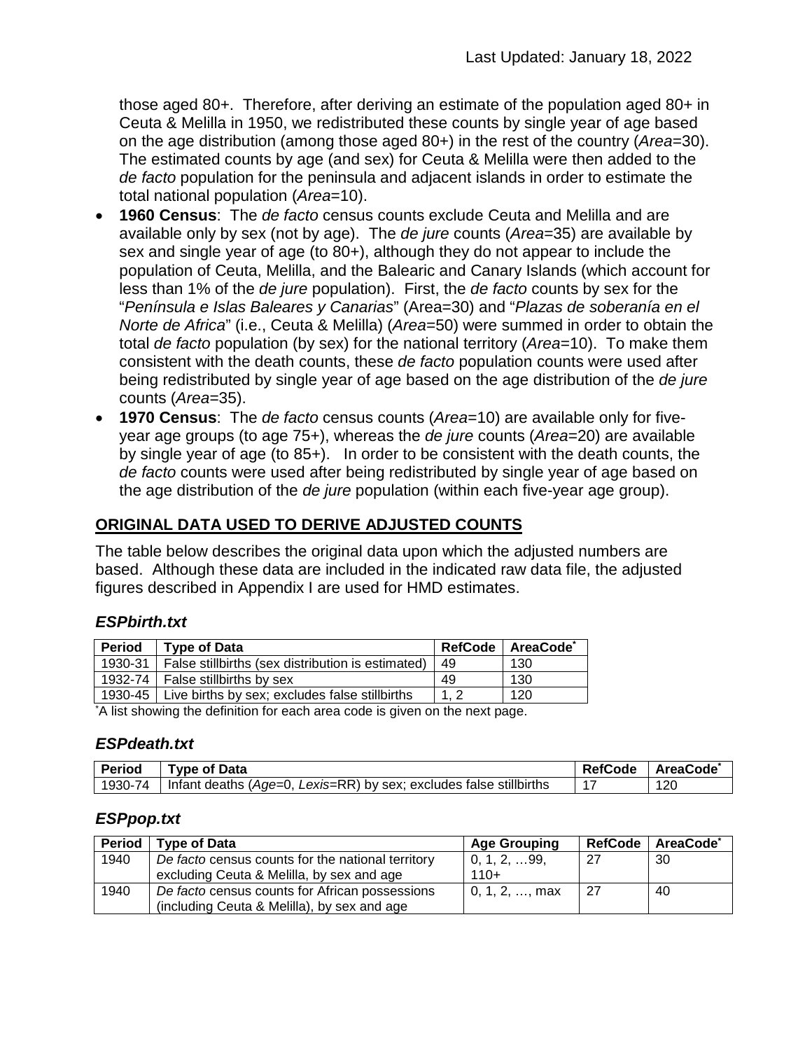those aged 80+. Therefore, after deriving an estimate of the population aged 80+ in Ceuta & Melilla in 1950, we redistributed these counts by single year of age based on the age distribution (among those aged 80+) in the rest of the country (*Area*=30). The estimated counts by age (and sex) for Ceuta & Melilla were then added to the *de facto* population for the peninsula and adjacent islands in order to estimate the total national population (*Area*=10).

- **1960 Census**: The *de facto* census counts exclude Ceuta and Melilla and are available only by sex (not by age). The *de jure* counts (*Area*=35) are available by sex and single year of age (to 80+), although they do not appear to include the population of Ceuta, Melilla, and the Balearic and Canary Islands (which account for less than 1% of the *de jure* population). First, the *de facto* counts by sex for the "*Península e Islas Baleares y Canarias*" (Area=30) and "*Plazas de soberanía en el Norte de Africa*" (i.e., Ceuta & Melilla) (*Area*=50) were summed in order to obtain the total *de facto* population (by sex) for the national territory (*Area*=10). To make them consistent with the death counts, these *de facto* population counts were used after being redistributed by single year of age based on the age distribution of the *de jure* counts (*Area*=35).
- **1970 Census**: The *de facto* census counts (*Area*=10) are available only for five-year age groups (to age 75+), whereas the *de jure* counts (*Area*=20) are available by single year of age (to 85+). In order to be consistent with the death counts, the *de facto* counts were used after being redistributed by single year of age based on the age distribution of the *de jure* population (within each five-year age group).

## ORIGINAL DATA USED TO DERIVE ADJUSTED COUNTS

The table below describes the original data upon which the adjusted numbers are based. Although these data are included in the indicated raw data file, the adjusted figures described in Appendix I are used for HMD estimates.

### *ESPbirth.txt*

| Period | Type of Data | RefCode | AreaCode* |
|---|---|---|---|
| 1930-31 | False stillbirths (sex distribution is estimated) | 49 | 130 |
| 1932-74 | False stillbirths by sex | 49 | 130 |
| 1930-45 | Live births by sex; excludes false stillbirths | 1, 2 | 120 |

*A list showing the definition for each area code is given on the next page.

### *ESPdeath.txt*

| Period | Type of Data | RefCode | AreaCode* |
|---|---|---|---|
| 1930-74 | Infant deaths (*Age*=0, *Lexis*=RR) by sex; excludes false stillbirths | 17 | 120 |

### *ESPpop.txt*

| Period | Type of Data | Age Grouping | RefCode | AreaCode* |
|---|---|---|---|---|
| 1940 | *De facto* census counts for the national territory excluding Ceuta & Melilla, by sex and age | 0, 1, 2, …99, 110+ | 27 | 30 |
| 1940 | *De facto* census counts for African possessions (including Ceuta & Melilla), by sex and age | 0, 1, 2, …, max | 27 | 40 |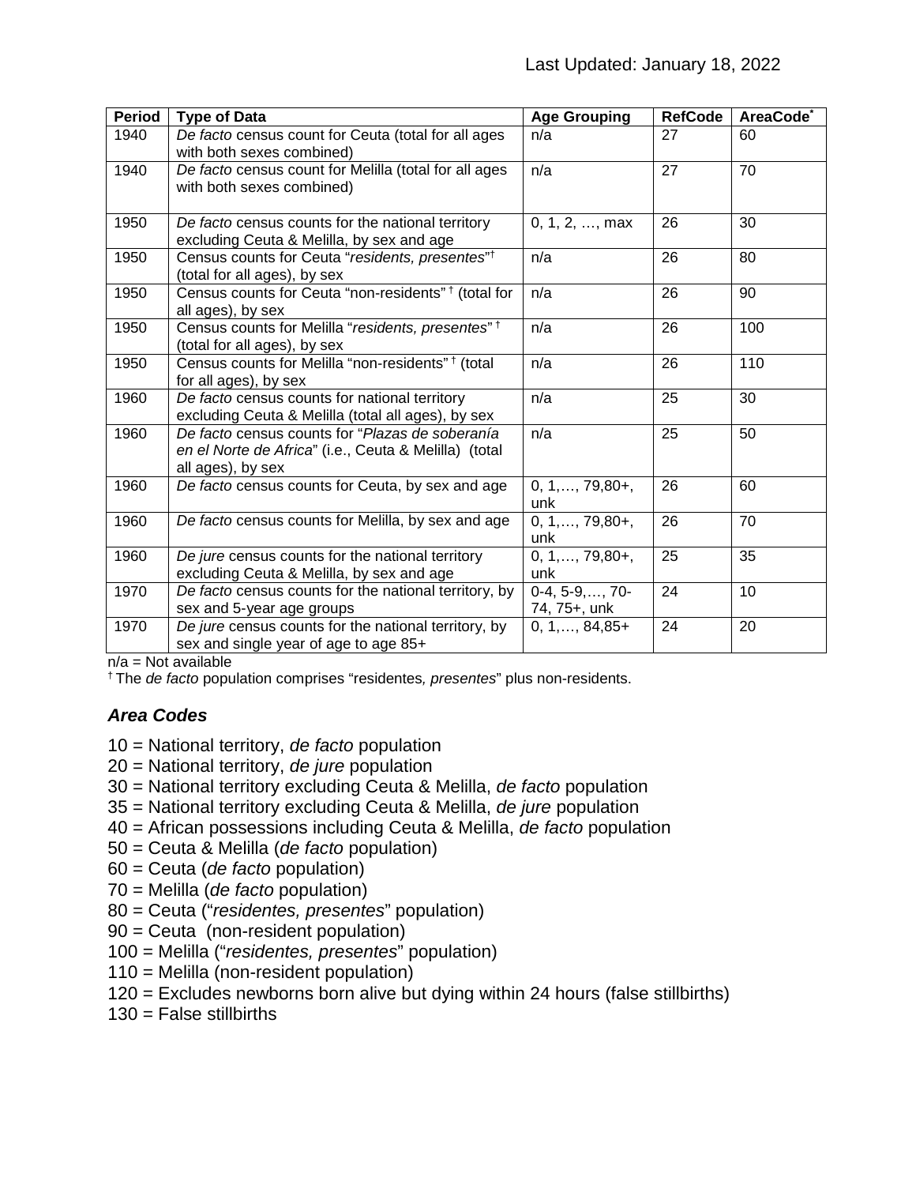Last Updated: January 18, 2022

| Period | Type of Data | Age Grouping | RefCode | AreaCode* |
|---|---|---|---|---|
| 1940 | *De facto* census count for Ceuta (total for all ages with both sexes combined) | n/a | 27 | 60 |
| 1940 | *De facto* census count for Melilla (total for all ages with both sexes combined) | n/a | 27 | 70 |
| 1950 | *De facto* census counts for the national territory excluding Ceuta & Melilla, by sex and age | 0, 1, 2, …, max | 26 | 30 |
| 1950 | Census counts for Ceuta "*residents, presentes*"[†] (total for all ages), by sex | n/a | 26 | 80 |
| 1950 | Census counts for Ceuta "non-residents"[†] (total for all ages), by sex | n/a | 26 | 90 |
| 1950 | Census counts for Melilla "*residents, presentes*"[†] (total for all ages), by sex | n/a | 26 | 100 |
| 1950 | Census counts for Melilla "non-residents"[†] (total for all ages), by sex | n/a | 26 | 110 |
| 1960 | *De facto* census counts for national territory excluding Ceuta & Melilla (total all ages), by sex | n/a | 25 | 30 |
| 1960 | *De facto* census counts for "*Plazas de soberanía en el Norte de Africa*" (i.e., Ceuta & Melilla) (total all ages), by sex | n/a | 25 | 50 |
| 1960 | *De facto* census counts for Ceuta, by sex and age | 0, 1,…, 79,80+, unk | 26 | 60 |
| 1960 | *De facto* census counts for Melilla, by sex and age | 0, 1,…, 79,80+, unk | 26 | 70 |
| 1960 | *De jure* census counts for the national territory excluding Ceuta & Melilla, by sex and age | 0, 1,…, 79,80+, unk | 25 | 35 |
| 1970 | *De facto* census counts for the national territory, by sex and 5-year age groups | 0-4, 5-9,…, 70-74, 75+, unk | 24 | 10 |
| 1970 | *De jure* census counts for the national territory, by sex and single year of age to age 85+ | 0, 1,…, 84,85+ | 24 | 20 |

n/a = Not available

[†] The *de facto* population comprises "residentes*, presentes*" plus non-residents.

### *Area Codes*

10 = National territory, *de facto* population
20 = National territory, *de jure* population
30 = National territory excluding Ceuta & Melilla, *de facto* population
35 = National territory excluding Ceuta & Melilla, *de jure* population
40 = African possessions including Ceuta & Melilla, *de facto* population
50 = Ceuta & Melilla (*de facto* population)
60 = Ceuta (*de facto* population)
70 = Melilla (*de facto* population)
80 = Ceuta ("*residentes, presentes*" population)
90 = Ceuta (non-resident population)
100 = Melilla ("*residentes, presentes*" population)
110 = Melilla (non-resident population)
120 = Excludes newborns born alive but dying within 24 hours (false stillbirths)
130 = False stillbirths